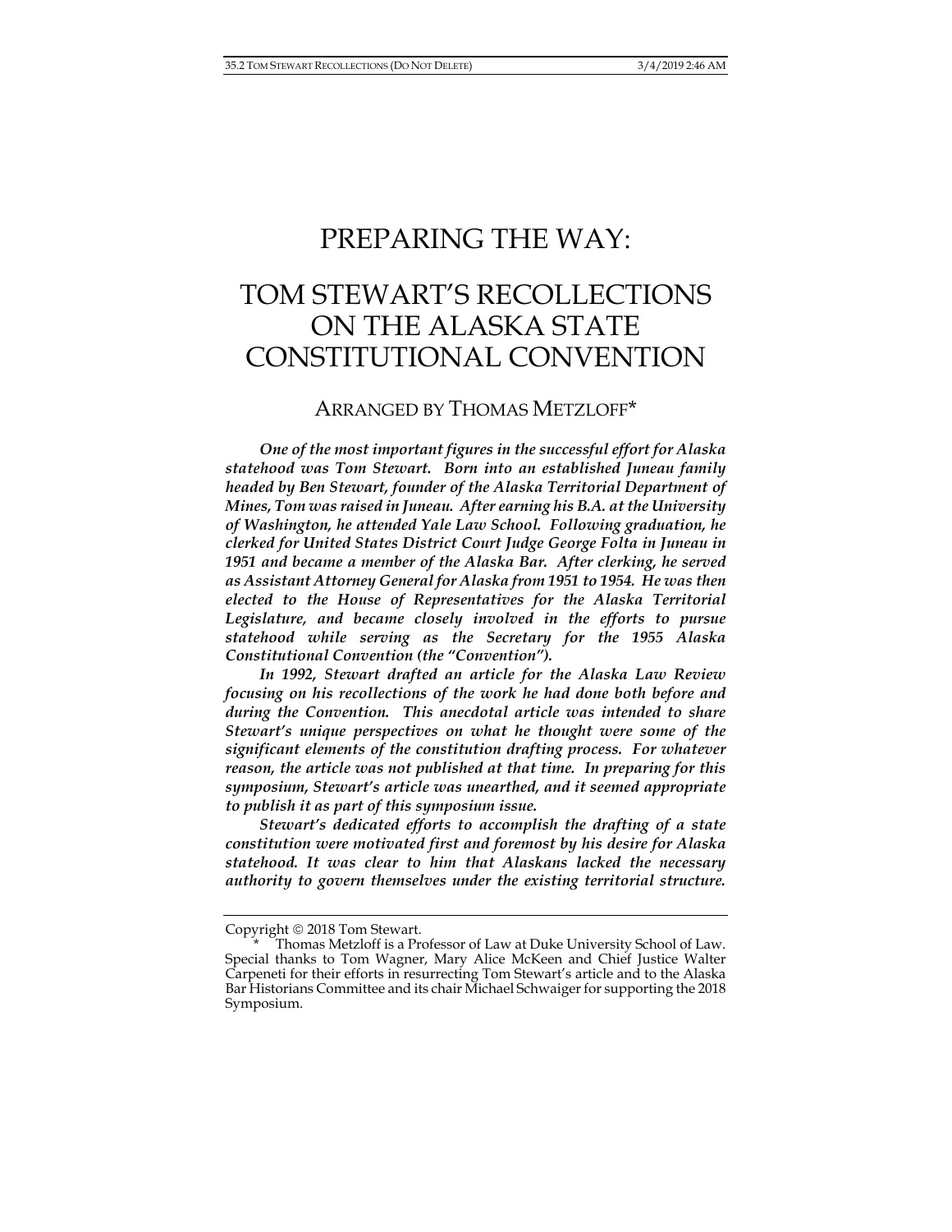# PREPARING THE WAY:

# TOM STEWART'S RECOLLECTIONS ON THE ALASKA STATE CONSTITUTIONAL CONVENTION

ARRANGED BY THOMAS METZLOFF*

***One of the most important figures in the successful effort for Alaska statehood was Tom Stewart. Born into an established Juneau family headed by Ben Stewart, founder of the Alaska Territorial Department of Mines, Tom was raised in Juneau. After earning his B.A. at the University of Washington, he attended Yale Law School. Following graduation, he clerked for United States District Court Judge George Folta in Juneau in 1951 and became a member of the Alaska Bar. After clerking, he served as Assistant Attorney General for Alaska from 1951 to 1954. He was then elected to the House of Representatives for the Alaska Territorial Legislature, and became closely involved in the efforts to pursue statehood while serving as the Secretary for the 1955 Alaska Constitutional Convention (the "Convention").***

***In 1992, Stewart drafted an article for the Alaska Law Review focusing on his recollections of the work he had done both before and during the Convention. This anecdotal article was intended to share Stewart's unique perspectives on what he thought were some of the significant elements of the constitution drafting process. For whatever reason, the article was not published at that time. In preparing for this symposium, Stewart's article was unearthed, and it seemed appropriate to publish it as part of this symposium issue.***

***Stewart's dedicated efforts to accomplish the drafting of a state constitution were motivated first and foremost by his desire for Alaska statehood. It was clear to him that Alaskans lacked the necessary authority to govern themselves under the existing territorial structure.***

---

Copyright © 2018 Tom Stewart.

\* Thomas Metzloff is a Professor of Law at Duke University School of Law. Special thanks to Tom Wagner, Mary Alice McKeen and Chief Justice Walter Carpeneti for their efforts in resurrecting Tom Stewart's article and to the Alaska Bar Historians Committee and its chair Michael Schwaiger for supporting the 2018 Symposium.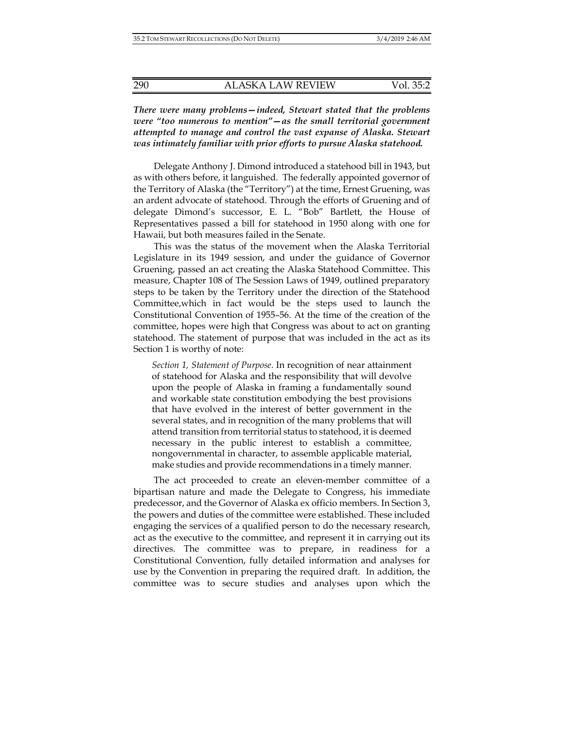***There were many problems—indeed, Stewart stated that the problems were "too numerous to mention"—as the small territorial government attempted to manage and control the vast expanse of Alaska. Stewart was intimately familiar with prior efforts to pursue Alaska statehood.***

Delegate Anthony J. Dimond introduced a statehood bill in 1943, but as with others before, it languished. The federally appointed governor of the Territory of Alaska (the "Territory") at the time, Ernest Gruening, was an ardent advocate of statehood. Through the efforts of Gruening and of delegate Dimond's successor, E. L. "Bob" Bartlett, the House of Representatives passed a bill for statehood in 1950 along with one for Hawaii, but both measures failed in the Senate.

This was the status of the movement when the Alaska Territorial Legislature in its 1949 session, and under the guidance of Governor Gruening, passed an act creating the Alaska Statehood Committee. This measure, Chapter 108 of The Session Laws of 1949, outlined preparatory steps to be taken by the Territory under the direction of the Statehood Committee,which in fact would be the steps used to launch the Constitutional Convention of 1955–56. At the time of the creation of the committee, hopes were high that Congress was about to act on granting statehood. The statement of purpose that was included in the act as its Section 1 is worthy of note:

> *Section 1, Statement of Purpose*. In recognition of near attainment of statehood for Alaska and the responsibility that will devolve upon the people of Alaska in framing a fundamentally sound and workable state constitution embodying the best provisions that have evolved in the interest of better government in the several states, and in recognition of the many problems that will attend transition from territorial status to statehood, it is deemed necessary in the public interest to establish a committee, nongovernmental in character, to assemble applicable material, make studies and provide recommendations in a timely manner.

The act proceeded to create an eleven-member committee of a bipartisan nature and made the Delegate to Congress, his immediate predecessor, and the Governor of Alaska ex officio members. In Section 3, the powers and duties of the committee were established. These included engaging the services of a qualified person to do the necessary research, act as the executive to the committee, and represent it in carrying out its directives. The committee was to prepare, in readiness for a Constitutional Convention, fully detailed information and analyses for use by the Convention in preparing the required draft. In addition, the committee was to secure studies and analyses upon which the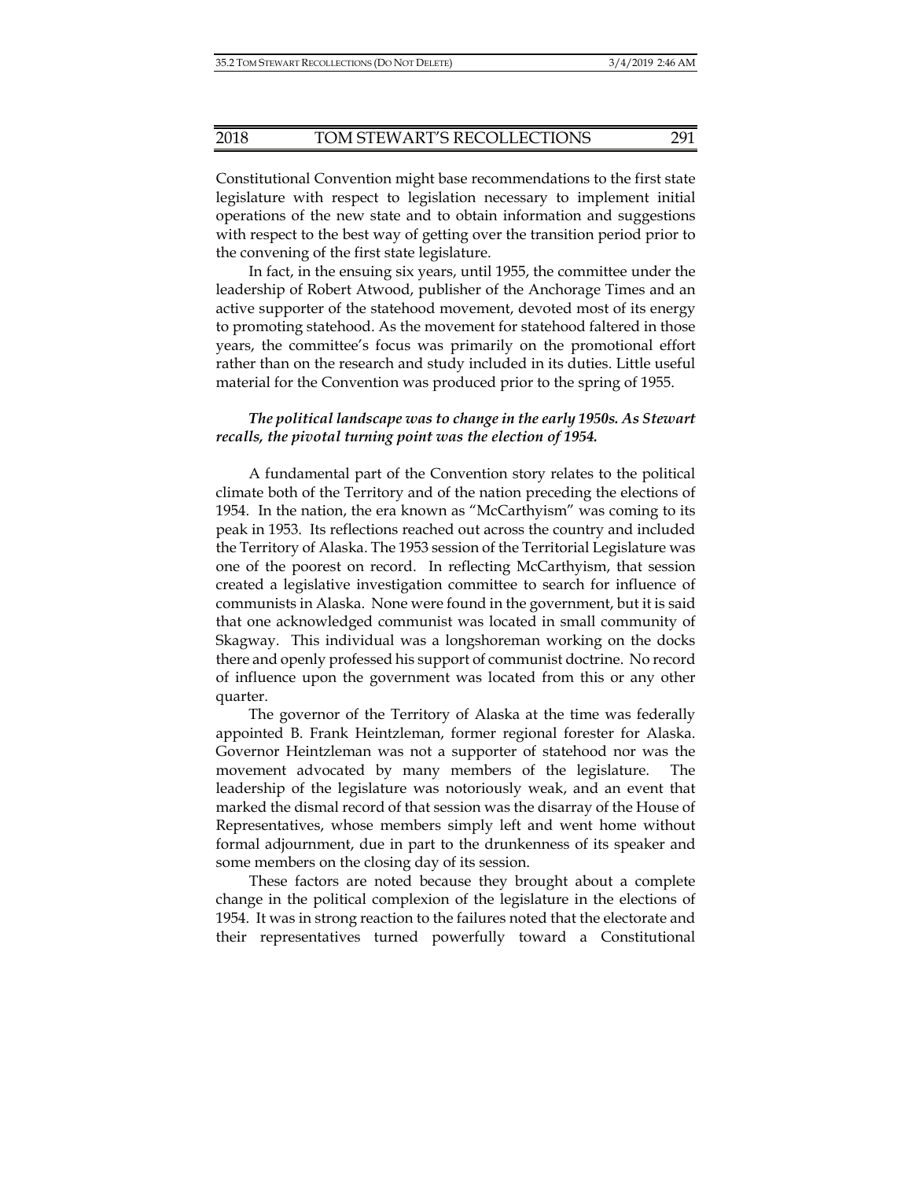Constitutional Convention might base recommendations to the first state legislature with respect to legislation necessary to implement initial operations of the new state and to obtain information and suggestions with respect to the best way of getting over the transition period prior to the convening of the first state legislature.

In fact, in the ensuing six years, until 1955, the committee under the leadership of Robert Atwood, publisher of the Anchorage Times and an active supporter of the statehood movement, devoted most of its energy to promoting statehood. As the movement for statehood faltered in those years, the committee's focus was primarily on the promotional effort rather than on the research and study included in its duties. Little useful material for the Convention was produced prior to the spring of 1955.

***The political landscape was to change in the early 1950s. As Stewart recalls, the pivotal turning point was the election of 1954.***

A fundamental part of the Convention story relates to the political climate both of the Territory and of the nation preceding the elections of 1954. In the nation, the era known as "McCarthyism" was coming to its peak in 1953. Its reflections reached out across the country and included the Territory of Alaska. The 1953 session of the Territorial Legislature was one of the poorest on record. In reflecting McCarthyism, that session created a legislative investigation committee to search for influence of communists in Alaska. None were found in the government, but it is said that one acknowledged communist was located in small community of Skagway. This individual was a longshoreman working on the docks there and openly professed his support of communist doctrine. No record of influence upon the government was located from this or any other quarter.

The governor of the Territory of Alaska at the time was federally appointed B. Frank Heintzleman, former regional forester for Alaska. Governor Heintzleman was not a supporter of statehood nor was the movement advocated by many members of the legislature. The leadership of the legislature was notoriously weak, and an event that marked the dismal record of that session was the disarray of the House of Representatives, whose members simply left and went home without formal adjournment, due in part to the drunkenness of its speaker and some members on the closing day of its session.

These factors are noted because they brought about a complete change in the political complexion of the legislature in the elections of 1954. It was in strong reaction to the failures noted that the electorate and their representatives turned powerfully toward a Constitutional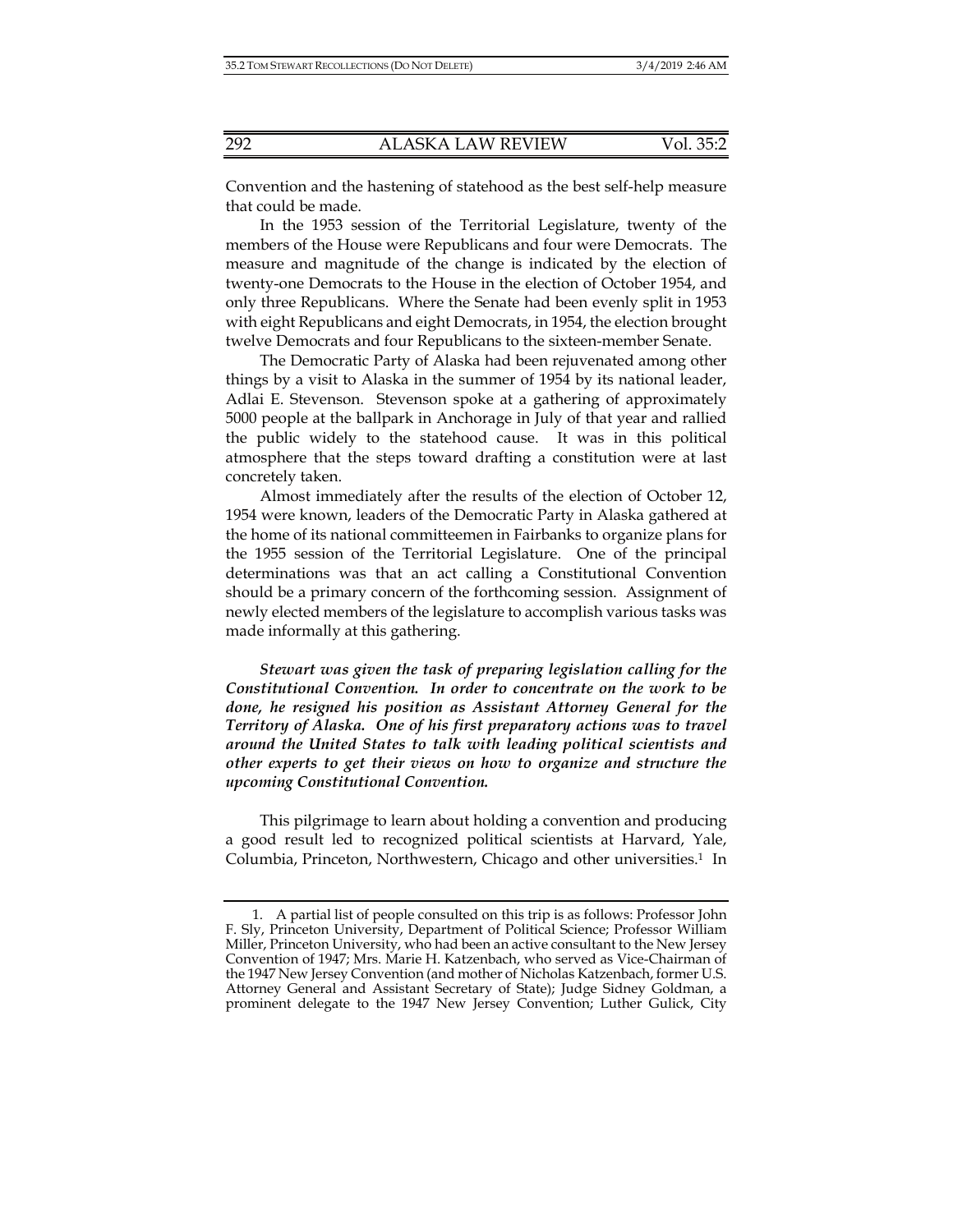Convention and the hastening of statehood as the best self-help measure that could be made.

In the 1953 session of the Territorial Legislature, twenty of the members of the House were Republicans and four were Democrats. The measure and magnitude of the change is indicated by the election of twenty-one Democrats to the House in the election of October 1954, and only three Republicans. Where the Senate had been evenly split in 1953 with eight Republicans and eight Democrats, in 1954, the election brought twelve Democrats and four Republicans to the sixteen-member Senate.

The Democratic Party of Alaska had been rejuvenated among other things by a visit to Alaska in the summer of 1954 by its national leader, Adlai E. Stevenson. Stevenson spoke at a gathering of approximately 5000 people at the ballpark in Anchorage in July of that year and rallied the public widely to the statehood cause. It was in this political atmosphere that the steps toward drafting a constitution were at last concretely taken.

Almost immediately after the results of the election of October 12, 1954 were known, leaders of the Democratic Party in Alaska gathered at the home of its national committeemen in Fairbanks to organize plans for the 1955 session of the Territorial Legislature. One of the principal determinations was that an act calling a Constitutional Convention should be a primary concern of the forthcoming session. Assignment of newly elected members of the legislature to accomplish various tasks was made informally at this gathering.

***Stewart was given the task of preparing legislation calling for the Constitutional Convention. In order to concentrate on the work to be done, he resigned his position as Assistant Attorney General for the Territory of Alaska. One of his first preparatory actions was to travel around the United States to talk with leading political scientists and other experts to get their views on how to organize and structure the upcoming Constitutional Convention.***

This pilgrimage to learn about holding a convention and producing a good result led to recognized political scientists at Harvard, Yale, Columbia, Princeton, Northwestern, Chicago and other universities.[1] In

1. A partial list of people consulted on this trip is as follows: Professor John F. Sly, Princeton University, Department of Political Science; Professor William Miller, Princeton University, who had been an active consultant to the New Jersey Convention of 1947; Mrs. Marie H. Katzenbach, who served as Vice-Chairman of the 1947 New Jersey Convention (and mother of Nicholas Katzenbach, former U.S. Attorney General and Assistant Secretary of State); Judge Sidney Goldman, a prominent delegate to the 1947 New Jersey Convention; Luther Gulick, City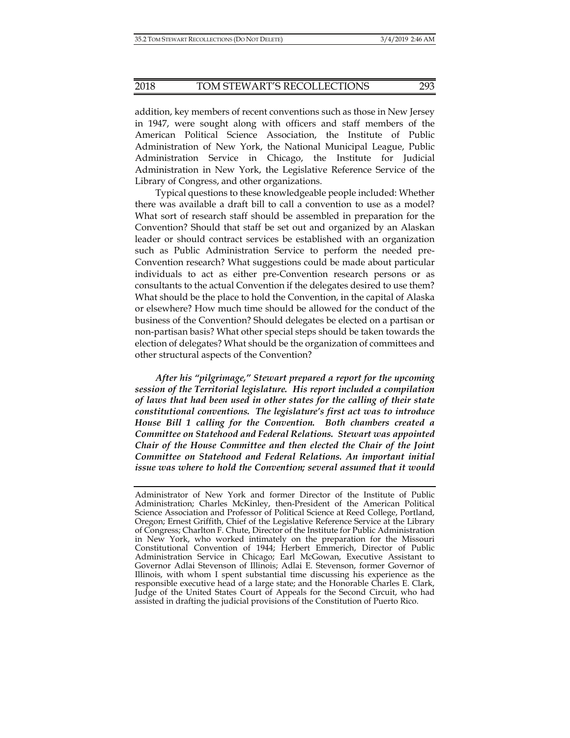addition, key members of recent conventions such as those in New Jersey in 1947, were sought along with officers and staff members of the American Political Science Association, the Institute of Public Administration of New York, the National Municipal League, Public Administration Service in Chicago, the Institute for Judicial Administration in New York, the Legislative Reference Service of the Library of Congress, and other organizations.

Typical questions to these knowledgeable people included: Whether there was available a draft bill to call a convention to use as a model? What sort of research staff should be assembled in preparation for the Convention? Should that staff be set out and organized by an Alaskan leader or should contract services be established with an organization such as Public Administration Service to perform the needed pre-Convention research? What suggestions could be made about particular individuals to act as either pre-Convention research persons or as consultants to the actual Convention if the delegates desired to use them? What should be the place to hold the Convention, in the capital of Alaska or elsewhere? How much time should be allowed for the conduct of the business of the Convention? Should delegates be elected on a partisan or non-partisan basis? What other special steps should be taken towards the election of delegates? What should be the organization of committees and other structural aspects of the Convention?

*After his "pilgrimage," Stewart prepared a report for the upcoming session of the Territorial legislature. His report included a compilation of laws that had been used in other states for the calling of their state constitutional conventions. The legislature's first act was to introduce House Bill 1 calling for the Convention. Both chambers created a Committee on Statehood and Federal Relations. Stewart was appointed Chair of the House Committee and then elected the Chair of the Joint Committee on Statehood and Federal Relations. An important initial issue was where to hold the Convention; several assumed that it would*

---

Administrator of New York and former Director of the Institute of Public Administration; Charles McKinley, then-President of the American Political Science Association and Professor of Political Science at Reed College, Portland, Oregon; Ernest Griffith, Chief of the Legislative Reference Service at the Library of Congress; Charlton F. Chute, Director of the Institute for Public Administration in New York, who worked intimately on the preparation for the Missouri Constitutional Convention of 1944; Herbert Emmerich, Director of Public Administration Service in Chicago; Earl McGowan, Executive Assistant to Governor Adlai Stevenson of Illinois; Adlai E. Stevenson, former Governor of Illinois, with whom I spent substantial time discussing his experience as the responsible executive head of a large state; and the Honorable Charles E. Clark, Judge of the United States Court of Appeals for the Second Circuit, who had assisted in drafting the judicial provisions of the Constitution of Puerto Rico.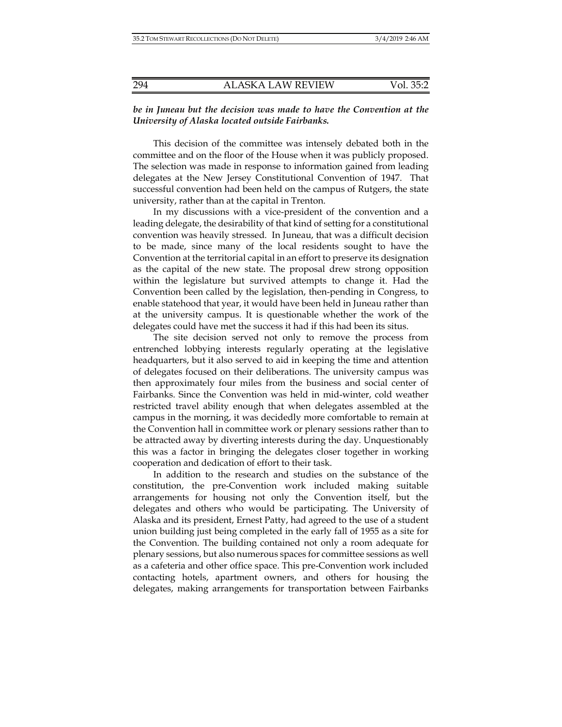***be in Juneau but the decision was made to have the Convention at the University of Alaska located outside Fairbanks.***

This decision of the committee was intensely debated both in the committee and on the floor of the House when it was publicly proposed. The selection was made in response to information gained from leading delegates at the New Jersey Constitutional Convention of 1947. That successful convention had been held on the campus of Rutgers, the state university, rather than at the capital in Trenton.

In my discussions with a vice-president of the convention and a leading delegate, the desirability of that kind of setting for a constitutional convention was heavily stressed. In Juneau, that was a difficult decision to be made, since many of the local residents sought to have the Convention at the territorial capital in an effort to preserve its designation as the capital of the new state. The proposal drew strong opposition within the legislature but survived attempts to change it. Had the Convention been called by the legislation, then-pending in Congress, to enable statehood that year, it would have been held in Juneau rather than at the university campus. It is questionable whether the work of the delegates could have met the success it had if this had been its situs.

The site decision served not only to remove the process from entrenched lobbying interests regularly operating at the legislative headquarters, but it also served to aid in keeping the time and attention of delegates focused on their deliberations. The university campus was then approximately four miles from the business and social center of Fairbanks. Since the Convention was held in mid-winter, cold weather restricted travel ability enough that when delegates assembled at the campus in the morning, it was decidedly more comfortable to remain at the Convention hall in committee work or plenary sessions rather than to be attracted away by diverting interests during the day. Unquestionably this was a factor in bringing the delegates closer together in working cooperation and dedication of effort to their task.

In addition to the research and studies on the substance of the constitution, the pre-Convention work included making suitable arrangements for housing not only the Convention itself, but the delegates and others who would be participating. The University of Alaska and its president, Ernest Patty, had agreed to the use of a student union building just being completed in the early fall of 1955 as a site for the Convention. The building contained not only a room adequate for plenary sessions, but also numerous spaces for committee sessions as well as a cafeteria and other office space. This pre-Convention work included contacting hotels, apartment owners, and others for housing the delegates, making arrangements for transportation between Fairbanks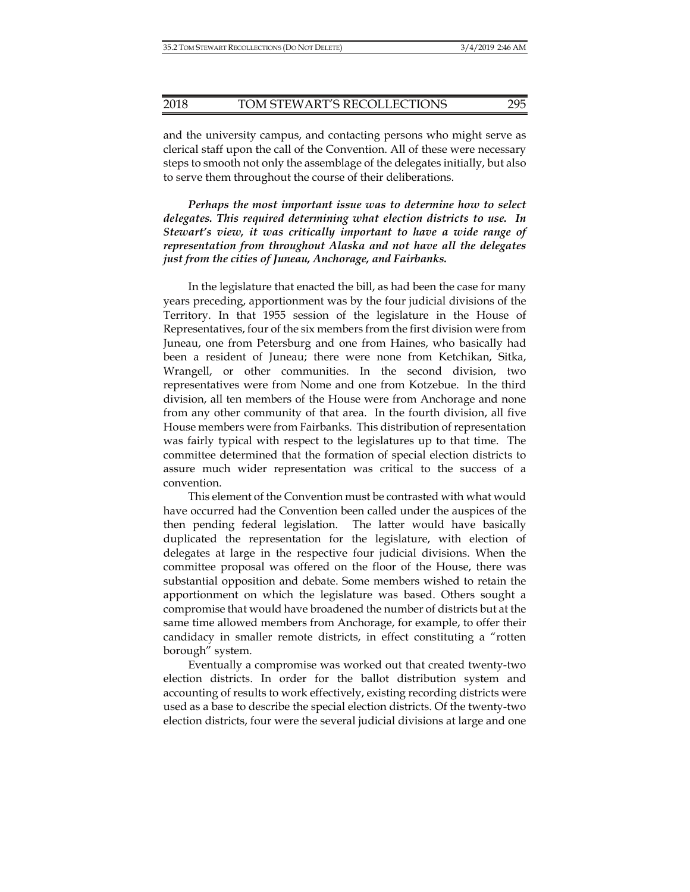and the university campus, and contacting persons who might serve as clerical staff upon the call of the Convention. All of these were necessary steps to smooth not only the assemblage of the delegates initially, but also to serve them throughout the course of their deliberations.

***Perhaps the most important issue was to determine how to select delegates. This required determining what election districts to use. In Stewart's view, it was critically important to have a wide range of representation from throughout Alaska and not have all the delegates just from the cities of Juneau, Anchorage, and Fairbanks.***

In the legislature that enacted the bill, as had been the case for many years preceding, apportionment was by the four judicial divisions of the Territory. In that 1955 session of the legislature in the House of Representatives, four of the six members from the first division were from Juneau, one from Petersburg and one from Haines, who basically had been a resident of Juneau; there were none from Ketchikan, Sitka, Wrangell, or other communities. In the second division, two representatives were from Nome and one from Kotzebue. In the third division, all ten members of the House were from Anchorage and none from any other community of that area. In the fourth division, all five House members were from Fairbanks. This distribution of representation was fairly typical with respect to the legislatures up to that time. The committee determined that the formation of special election districts to assure much wider representation was critical to the success of a convention.

This element of the Convention must be contrasted with what would have occurred had the Convention been called under the auspices of the then pending federal legislation. The latter would have basically duplicated the representation for the legislature, with election of delegates at large in the respective four judicial divisions. When the committee proposal was offered on the floor of the House, there was substantial opposition and debate. Some members wished to retain the apportionment on which the legislature was based. Others sought a compromise that would have broadened the number of districts but at the same time allowed members from Anchorage, for example, to offer their candidacy in smaller remote districts, in effect constituting a "rotten borough" system.

Eventually a compromise was worked out that created twenty-two election districts. In order for the ballot distribution system and accounting of results to work effectively, existing recording districts were used as a base to describe the special election districts. Of the twenty-two election districts, four were the several judicial divisions at large and one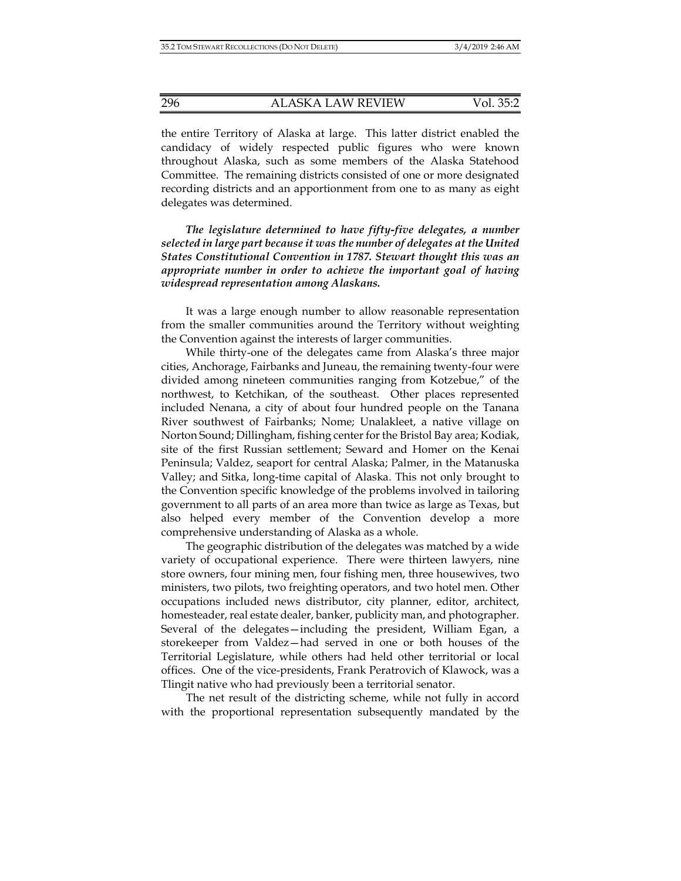the entire Territory of Alaska at large. This latter district enabled the candidacy of widely respected public figures who were known throughout Alaska, such as some members of the Alaska Statehood Committee. The remaining districts consisted of one or more designated recording districts and an apportionment from one to as many as eight delegates was determined.

***The legislature determined to have fifty-five delegates, a number selected in large part because it was the number of delegates at the United States Constitutional Convention in 1787. Stewart thought this was an appropriate number in order to achieve the important goal of having widespread representation among Alaskans.***

It was a large enough number to allow reasonable representation from the smaller communities around the Territory without weighting the Convention against the interests of larger communities.

While thirty-one of the delegates came from Alaska's three major cities, Anchorage, Fairbanks and Juneau, the remaining twenty-four were divided among nineteen communities ranging from Kotzebue," of the northwest, to Ketchikan, of the southeast. Other places represented included Nenana, a city of about four hundred people on the Tanana River southwest of Fairbanks; Nome; Unalakleet, a native village on Norton Sound; Dillingham, fishing center for the Bristol Bay area; Kodiak, site of the first Russian settlement; Seward and Homer on the Kenai Peninsula; Valdez, seaport for central Alaska; Palmer, in the Matanuska Valley; and Sitka, long-time capital of Alaska. This not only brought to the Convention specific knowledge of the problems involved in tailoring government to all parts of an area more than twice as large as Texas, but also helped every member of the Convention develop a more comprehensive understanding of Alaska as a whole.

The geographic distribution of the delegates was matched by a wide variety of occupational experience. There were thirteen lawyers, nine store owners, four mining men, four fishing men, three housewives, two ministers, two pilots, two freighting operators, and two hotel men. Other occupations included news distributor, city planner, editor, architect, homesteader, real estate dealer, banker, publicity man, and photographer. Several of the delegates—including the president, William Egan, a storekeeper from Valdez—had served in one or both houses of the Territorial Legislature, while others had held other territorial or local offices. One of the vice-presidents, Frank Peratrovich of Klawock, was a Tlingit native who had previously been a territorial senator.

The net result of the districting scheme, while not fully in accord with the proportional representation subsequently mandated by the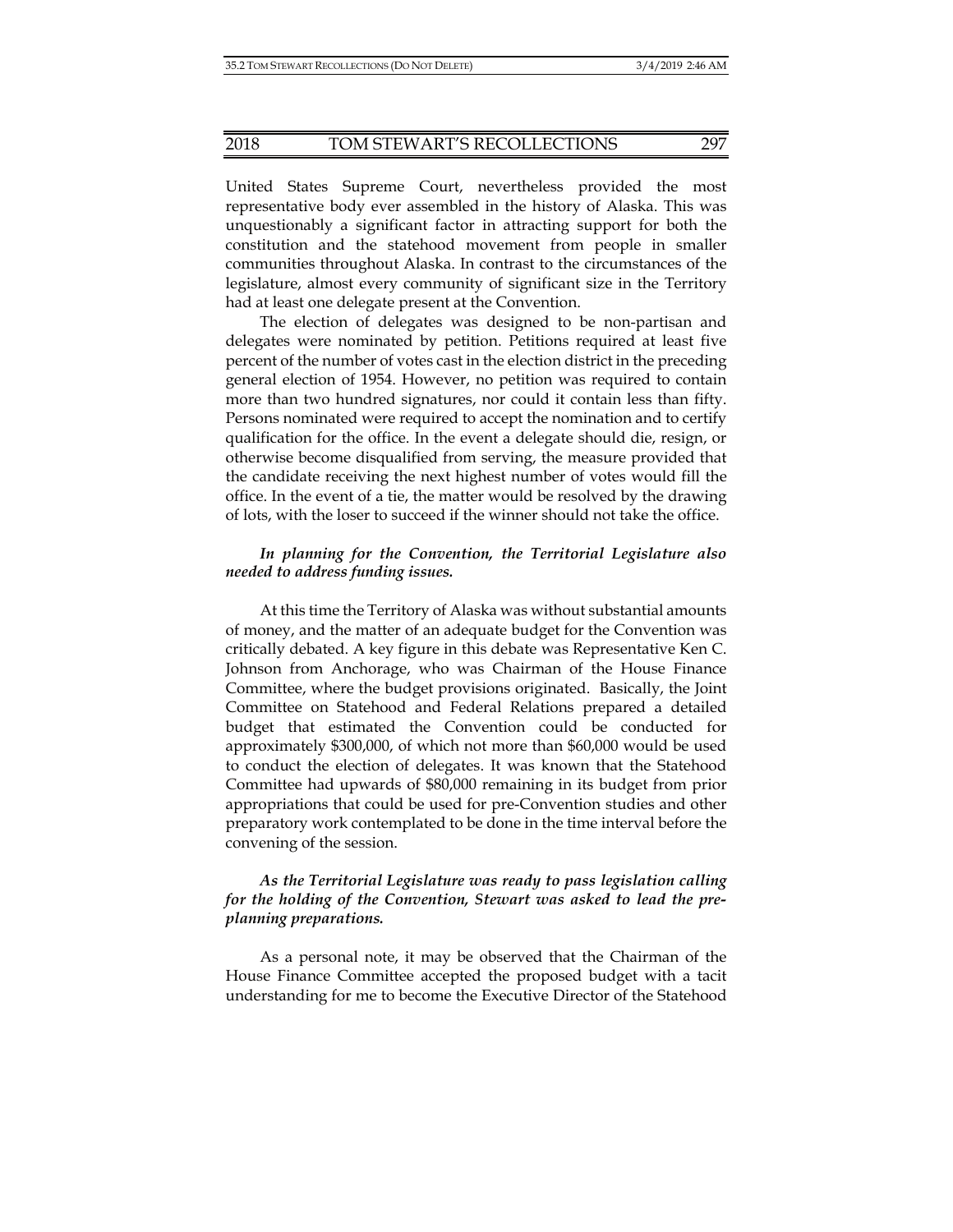United States Supreme Court, nevertheless provided the most representative body ever assembled in the history of Alaska. This was unquestionably a significant factor in attracting support for both the constitution and the statehood movement from people in smaller communities throughout Alaska. In contrast to the circumstances of the legislature, almost every community of significant size in the Territory had at least one delegate present at the Convention.

The election of delegates was designed to be non-partisan and delegates were nominated by petition. Petitions required at least five percent of the number of votes cast in the election district in the preceding general election of 1954. However, no petition was required to contain more than two hundred signatures, nor could it contain less than fifty. Persons nominated were required to accept the nomination and to certify qualification for the office. In the event a delegate should die, resign, or otherwise become disqualified from serving, the measure provided that the candidate receiving the next highest number of votes would fill the office. In the event of a tie, the matter would be resolved by the drawing of lots, with the loser to succeed if the winner should not take the office.

***In planning for the Convention, the Territorial Legislature also needed to address funding issues.***

At this time the Territory of Alaska was without substantial amounts of money, and the matter of an adequate budget for the Convention was critically debated. A key figure in this debate was Representative Ken C. Johnson from Anchorage, who was Chairman of the House Finance Committee, where the budget provisions originated. Basically, the Joint Committee on Statehood and Federal Relations prepared a detailed budget that estimated the Convention could be conducted for approximately $300,000, of which not more than $60,000 would be used to conduct the election of delegates. It was known that the Statehood Committee had upwards of $80,000 remaining in its budget from prior appropriations that could be used for pre-Convention studies and other preparatory work contemplated to be done in the time interval before the convening of the session.

***As the Territorial Legislature was ready to pass legislation calling for the holding of the Convention, Stewart was asked to lead the pre-planning preparations.***

As a personal note, it may be observed that the Chairman of the House Finance Committee accepted the proposed budget with a tacit understanding for me to become the Executive Director of the Statehood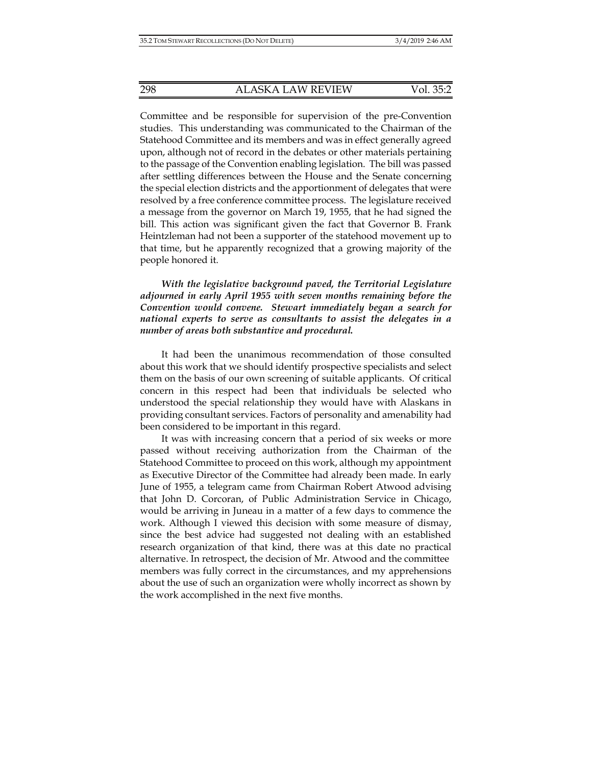Committee and be responsible for supervision of the pre-Convention studies. This understanding was communicated to the Chairman of the Statehood Committee and its members and was in effect generally agreed upon, although not of record in the debates or other materials pertaining to the passage of the Convention enabling legislation. The bill was passed after settling differences between the House and the Senate concerning the special election districts and the apportionment of delegates that were resolved by a free conference committee process. The legislature received a message from the governor on March 19, 1955, that he had signed the bill. This action was significant given the fact that Governor B. Frank Heintzleman had not been a supporter of the statehood movement up to that time, but he apparently recognized that a growing majority of the people honored it.

***With the legislative background paved, the Territorial Legislature adjourned in early April 1955 with seven months remaining before the Convention would convene. Stewart immediately began a search for national experts to serve as consultants to assist the delegates in a number of areas both substantive and procedural.***

It had been the unanimous recommendation of those consulted about this work that we should identify prospective specialists and select them on the basis of our own screening of suitable applicants. Of critical concern in this respect had been that individuals be selected who understood the special relationship they would have with Alaskans in providing consultant services. Factors of personality and amenability had been considered to be important in this regard.

It was with increasing concern that a period of six weeks or more passed without receiving authorization from the Chairman of the Statehood Committee to proceed on this work, although my appointment as Executive Director of the Committee had already been made. In early June of 1955, a telegram came from Chairman Robert Atwood advising that John D. Corcoran, of Public Administration Service in Chicago, would be arriving in Juneau in a matter of a few days to commence the work. Although I viewed this decision with some measure of dismay, since the best advice had suggested not dealing with an established research organization of that kind, there was at this date no practical alternative. In retrospect, the decision of Mr. Atwood and the committee members was fully correct in the circumstances, and my apprehensions about the use of such an organization were wholly incorrect as shown by the work accomplished in the next five months.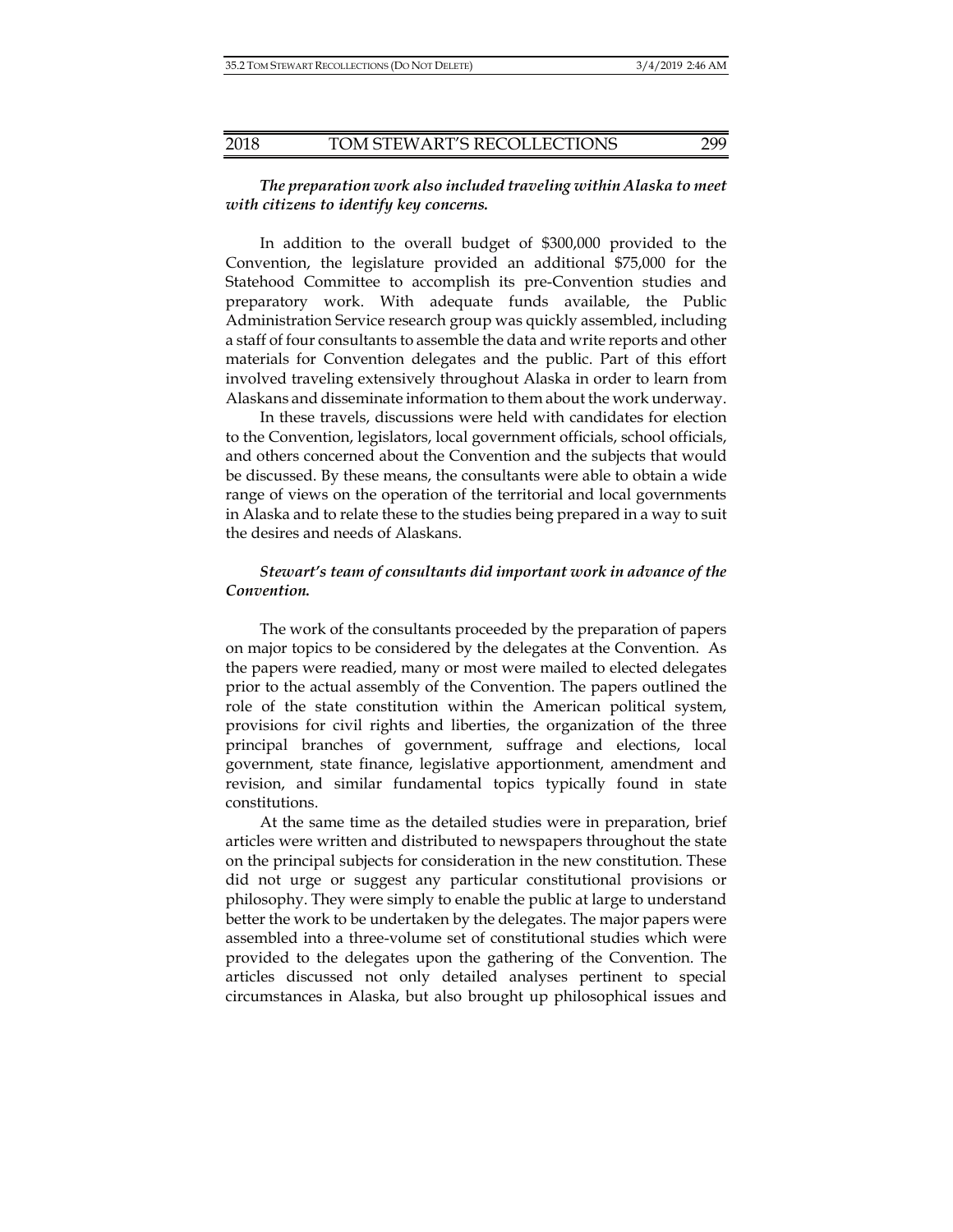***The preparation work also included traveling within Alaska to meet with citizens to identify key concerns.***

In addition to the overall budget of $300,000 provided to the Convention, the legislature provided an additional $75,000 for the Statehood Committee to accomplish its pre-Convention studies and preparatory work. With adequate funds available, the Public Administration Service research group was quickly assembled, including a staff of four consultants to assemble the data and write reports and other materials for Convention delegates and the public. Part of this effort involved traveling extensively throughout Alaska in order to learn from Alaskans and disseminate information to them about the work underway.

In these travels, discussions were held with candidates for election to the Convention, legislators, local government officials, school officials, and others concerned about the Convention and the subjects that would be discussed. By these means, the consultants were able to obtain a wide range of views on the operation of the territorial and local governments in Alaska and to relate these to the studies being prepared in a way to suit the desires and needs of Alaskans.

***Stewart's team of consultants did important work in advance of the Convention.***

The work of the consultants proceeded by the preparation of papers on major topics to be considered by the delegates at the Convention. As the papers were readied, many or most were mailed to elected delegates prior to the actual assembly of the Convention. The papers outlined the role of the state constitution within the American political system, provisions for civil rights and liberties, the organization of the three principal branches of government, suffrage and elections, local government, state finance, legislative apportionment, amendment and revision, and similar fundamental topics typically found in state constitutions.

At the same time as the detailed studies were in preparation, brief articles were written and distributed to newspapers throughout the state on the principal subjects for consideration in the new constitution. These did not urge or suggest any particular constitutional provisions or philosophy. They were simply to enable the public at large to understand better the work to be undertaken by the delegates. The major papers were assembled into a three-volume set of constitutional studies which were provided to the delegates upon the gathering of the Convention. The articles discussed not only detailed analyses pertinent to special circumstances in Alaska, but also brought up philosophical issues and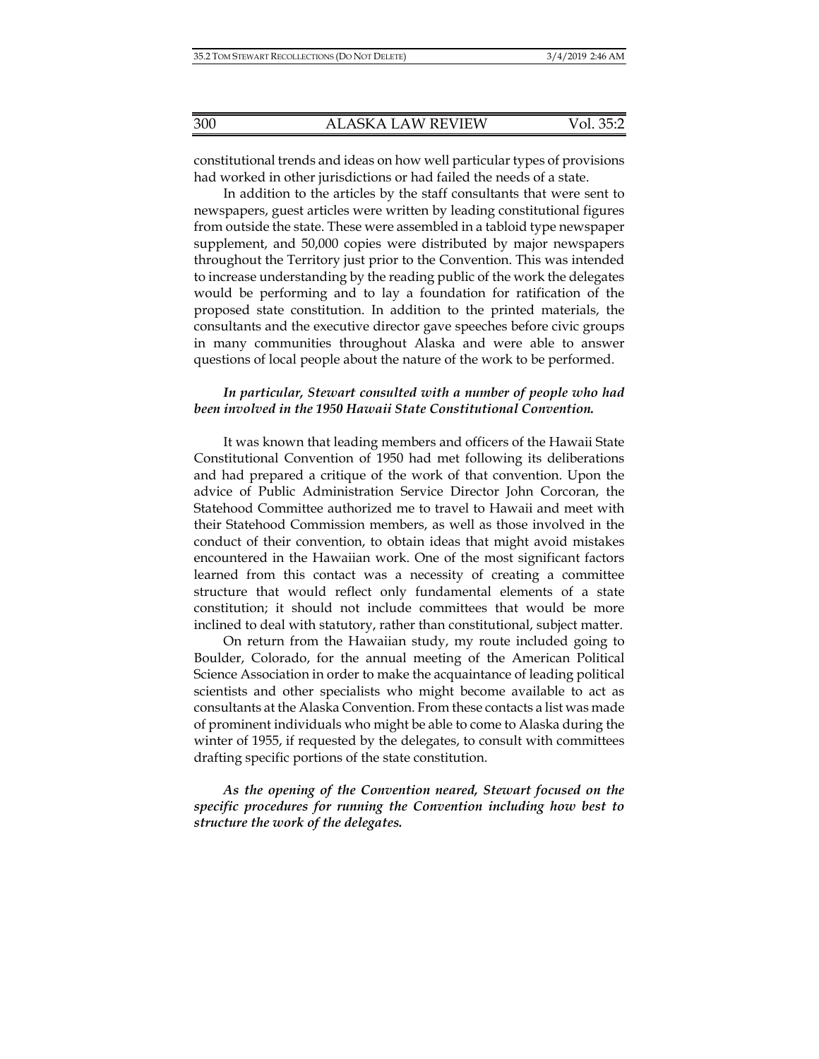constitutional trends and ideas on how well particular types of provisions had worked in other jurisdictions or had failed the needs of a state.

In addition to the articles by the staff consultants that were sent to newspapers, guest articles were written by leading constitutional figures from outside the state. These were assembled in a tabloid type newspaper supplement, and 50,000 copies were distributed by major newspapers throughout the Territory just prior to the Convention. This was intended to increase understanding by the reading public of the work the delegates would be performing and to lay a foundation for ratification of the proposed state constitution. In addition to the printed materials, the consultants and the executive director gave speeches before civic groups in many communities throughout Alaska and were able to answer questions of local people about the nature of the work to be performed.

***In particular, Stewart consulted with a number of people who had been involved in the 1950 Hawaii State Constitutional Convention.***

It was known that leading members and officers of the Hawaii State Constitutional Convention of 1950 had met following its deliberations and had prepared a critique of the work of that convention. Upon the advice of Public Administration Service Director John Corcoran, the Statehood Committee authorized me to travel to Hawaii and meet with their Statehood Commission members, as well as those involved in the conduct of their convention, to obtain ideas that might avoid mistakes encountered in the Hawaiian work. One of the most significant factors learned from this contact was a necessity of creating a committee structure that would reflect only fundamental elements of a state constitution; it should not include committees that would be more inclined to deal with statutory, rather than constitutional, subject matter.

On return from the Hawaiian study, my route included going to Boulder, Colorado, for the annual meeting of the American Political Science Association in order to make the acquaintance of leading political scientists and other specialists who might become available to act as consultants at the Alaska Convention. From these contacts a list was made of prominent individuals who might be able to come to Alaska during the winter of 1955, if requested by the delegates, to consult with committees drafting specific portions of the state constitution.

***As the opening of the Convention neared, Stewart focused on the specific procedures for running the Convention including how best to structure the work of the delegates.***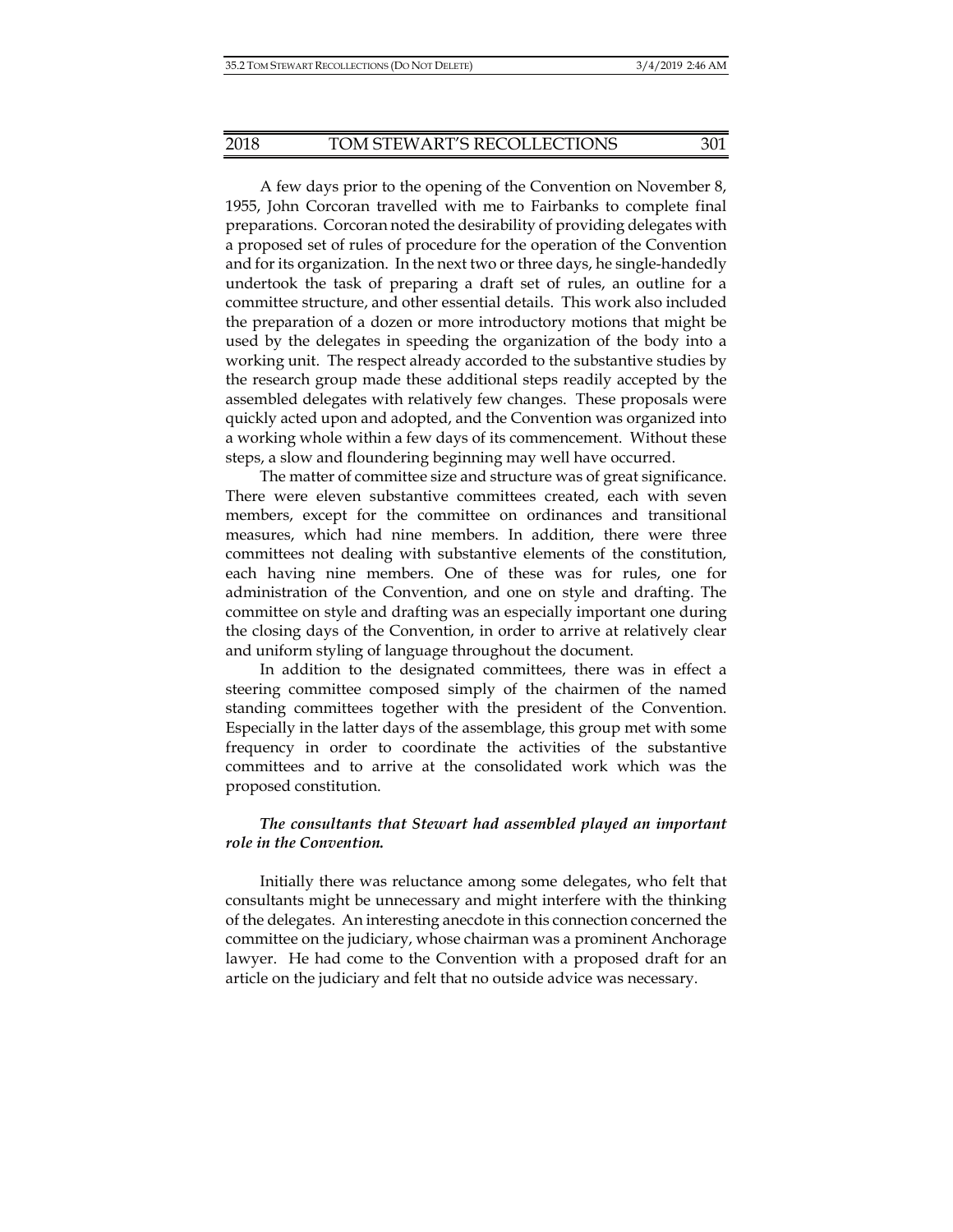A few days prior to the opening of the Convention on November 8, 1955, John Corcoran travelled with me to Fairbanks to complete final preparations. Corcoran noted the desirability of providing delegates with a proposed set of rules of procedure for the operation of the Convention and for its organization. In the next two or three days, he single-handedly undertook the task of preparing a draft set of rules, an outline for a committee structure, and other essential details. This work also included the preparation of a dozen or more introductory motions that might be used by the delegates in speeding the organization of the body into a working unit. The respect already accorded to the substantive studies by the research group made these additional steps readily accepted by the assembled delegates with relatively few changes. These proposals were quickly acted upon and adopted, and the Convention was organized into a working whole within a few days of its commencement. Without these steps, a slow and floundering beginning may well have occurred.

The matter of committee size and structure was of great significance. There were eleven substantive committees created, each with seven members, except for the committee on ordinances and transitional measures, which had nine members. In addition, there were three committees not dealing with substantive elements of the constitution, each having nine members. One of these was for rules, one for administration of the Convention, and one on style and drafting. The committee on style and drafting was an especially important one during the closing days of the Convention, in order to arrive at relatively clear and uniform styling of language throughout the document.

In addition to the designated committees, there was in effect a steering committee composed simply of the chairmen of the named standing committees together with the president of the Convention. Especially in the latter days of the assemblage, this group met with some frequency in order to coordinate the activities of the substantive committees and to arrive at the consolidated work which was the proposed constitution.

***The consultants that Stewart had assembled played an important role in the Convention.***

Initially there was reluctance among some delegates, who felt that consultants might be unnecessary and might interfere with the thinking of the delegates. An interesting anecdote in this connection concerned the committee on the judiciary, whose chairman was a prominent Anchorage lawyer. He had come to the Convention with a proposed draft for an article on the judiciary and felt that no outside advice was necessary.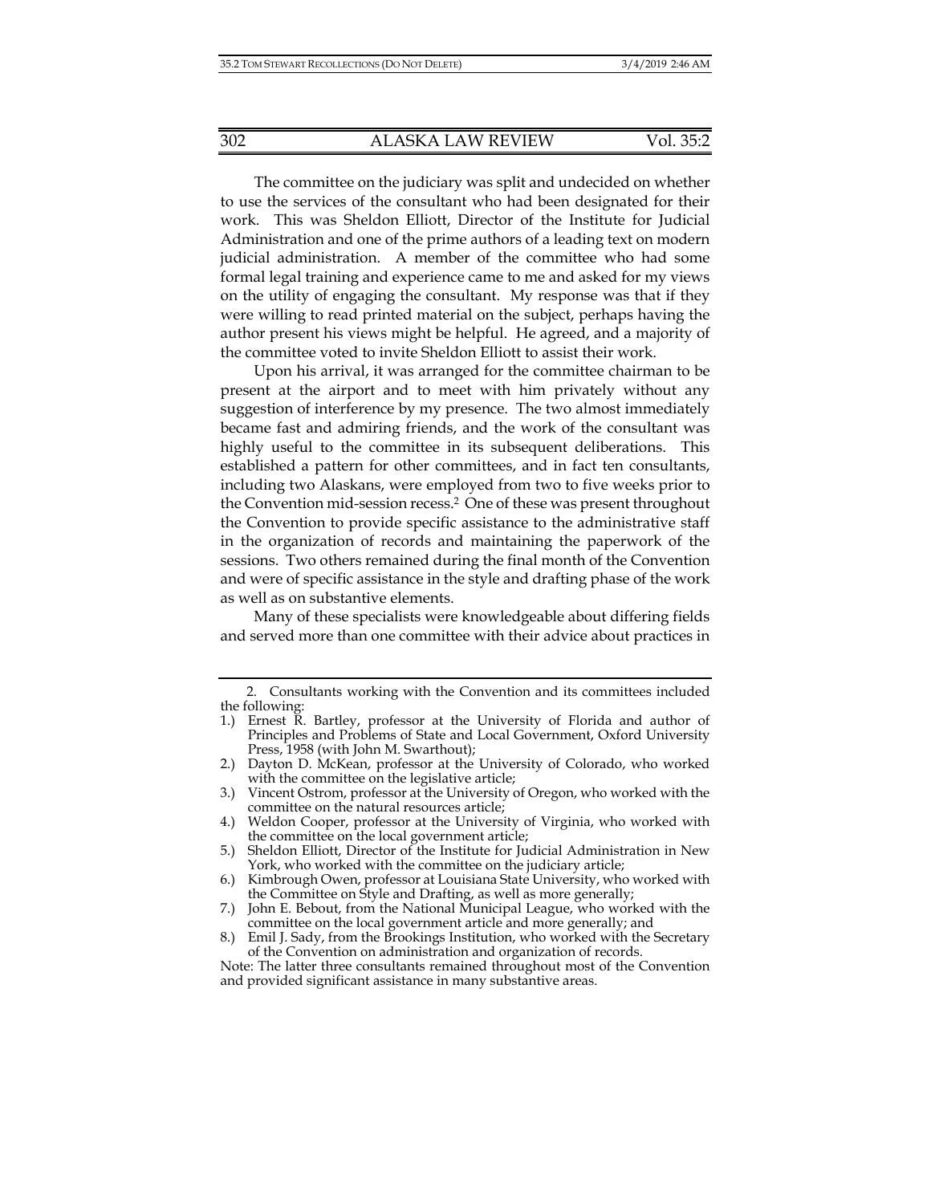The committee on the judiciary was split and undecided on whether to use the services of the consultant who had been designated for their work. This was Sheldon Elliott, Director of the Institute for Judicial Administration and one of the prime authors of a leading text on modern judicial administration. A member of the committee who had some formal legal training and experience came to me and asked for my views on the utility of engaging the consultant. My response was that if they were willing to read printed material on the subject, perhaps having the author present his views might be helpful. He agreed, and a majority of the committee voted to invite Sheldon Elliott to assist their work.

Upon his arrival, it was arranged for the committee chairman to be present at the airport and to meet with him privately without any suggestion of interference by my presence. The two almost immediately became fast and admiring friends, and the work of the consultant was highly useful to the committee in its subsequent deliberations. This established a pattern for other committees, and in fact ten consultants, including two Alaskans, were employed from two to five weeks prior to the Convention mid-session recess.[2] One of these was present throughout the Convention to provide specific assistance to the administrative staff in the organization of records and maintaining the paperwork of the sessions. Two others remained during the final month of the Convention and were of specific assistance in the style and drafting phase of the work as well as on substantive elements.

Many of these specialists were knowledgeable about differing fields and served more than one committee with their advice about practices in

---

2. Consultants working with the Convention and its committees included the following:

1.) Ernest R. Bartley, professor at the University of Florida and author of Principles and Problems of State and Local Government, Oxford University Press, 1958 (with John M. Swarthout);
2.) Dayton D. McKean, professor at the University of Colorado, who worked with the committee on the legislative article;
3.) Vincent Ostrom, professor at the University of Oregon, who worked with the committee on the natural resources article;
4.) Weldon Cooper, professor at the University of Virginia, who worked with the committee on the local government article;
5.) Sheldon Elliott, Director of the Institute for Judicial Administration in New York, who worked with the committee on the judiciary article;
6.) Kimbrough Owen, professor at Louisiana State University, who worked with the Committee on Style and Drafting, as well as more generally;
7.) John E. Bebout, from the National Municipal League, who worked with the committee on the local government article and more generally; and
8.) Emil J. Sady, from the Brookings Institution, who worked with the Secretary of the Convention on administration and organization of records.

Note: The latter three consultants remained throughout most of the Convention and provided significant assistance in many substantive areas.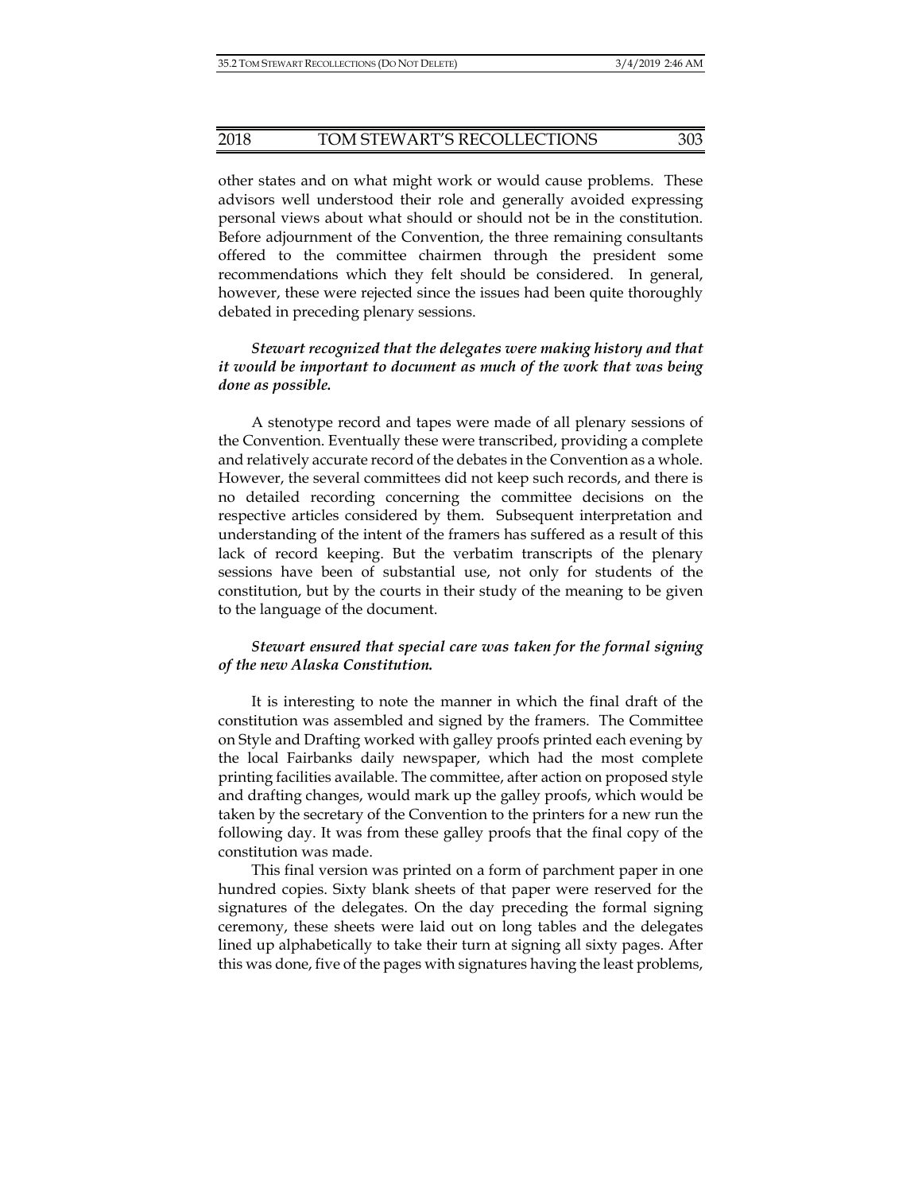other states and on what might work or would cause problems. These advisors well understood their role and generally avoided expressing personal views about what should or should not be in the constitution. Before adjournment of the Convention, the three remaining consultants offered to the committee chairmen through the president some recommendations which they felt should be considered. In general, however, these were rejected since the issues had been quite thoroughly debated in preceding plenary sessions.

***Stewart recognized that the delegates were making history and that it would be important to document as much of the work that was being done as possible.***

A stenotype record and tapes were made of all plenary sessions of the Convention. Eventually these were transcribed, providing a complete and relatively accurate record of the debates in the Convention as a whole. However, the several committees did not keep such records, and there is no detailed recording concerning the committee decisions on the respective articles considered by them. Subsequent interpretation and understanding of the intent of the framers has suffered as a result of this lack of record keeping. But the verbatim transcripts of the plenary sessions have been of substantial use, not only for students of the constitution, but by the courts in their study of the meaning to be given to the language of the document.

***Stewart ensured that special care was taken for the formal signing of the new Alaska Constitution.***

It is interesting to note the manner in which the final draft of the constitution was assembled and signed by the framers. The Committee on Style and Drafting worked with galley proofs printed each evening by the local Fairbanks daily newspaper, which had the most complete printing facilities available. The committee, after action on proposed style and drafting changes, would mark up the galley proofs, which would be taken by the secretary of the Convention to the printers for a new run the following day. It was from these galley proofs that the final copy of the constitution was made.

This final version was printed on a form of parchment paper in one hundred copies. Sixty blank sheets of that paper were reserved for the signatures of the delegates. On the day preceding the formal signing ceremony, these sheets were laid out on long tables and the delegates lined up alphabetically to take their turn at signing all sixty pages. After this was done, five of the pages with signatures having the least problems,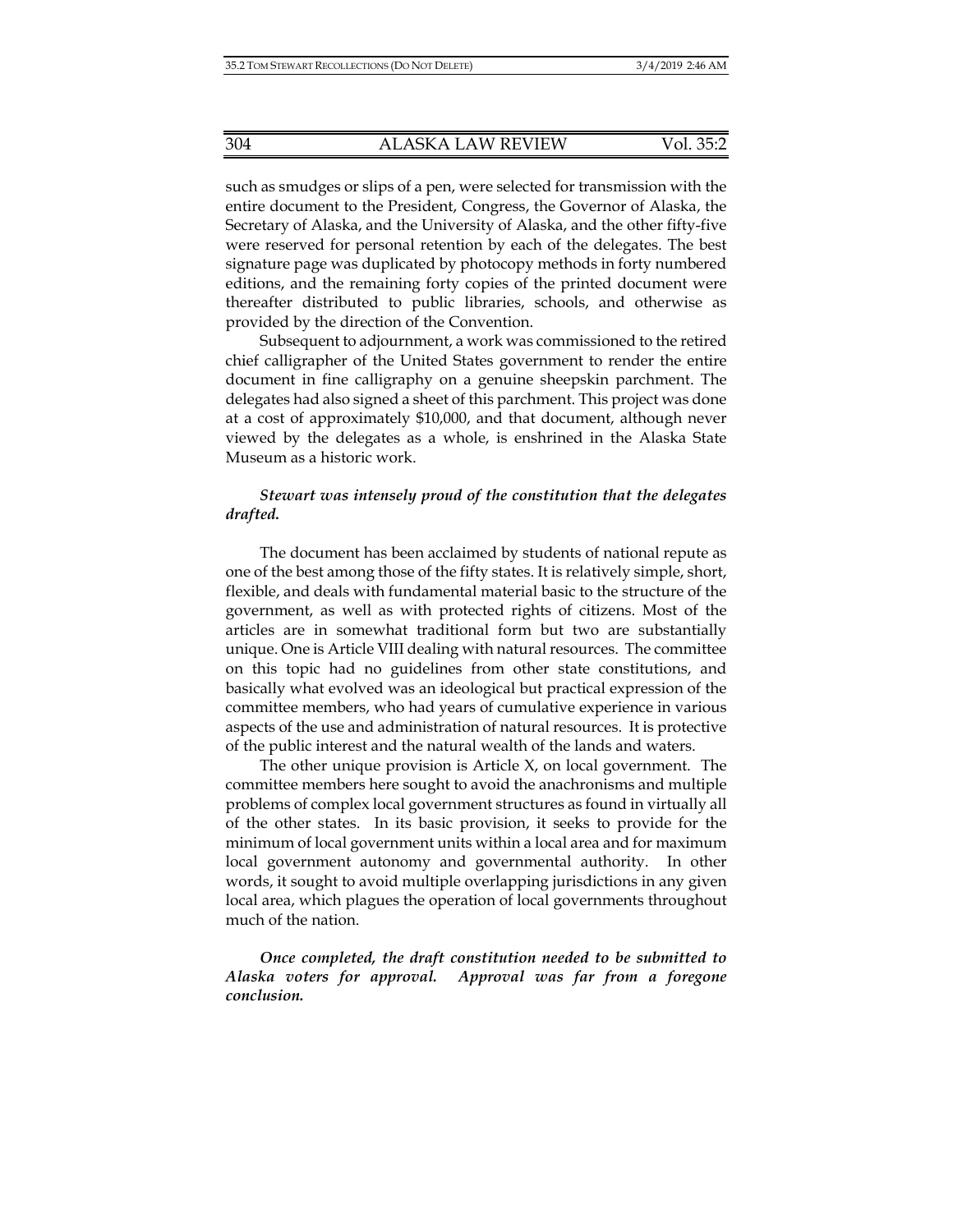such as smudges or slips of a pen, were selected for transmission with the entire document to the President, Congress, the Governor of Alaska, the Secretary of Alaska, and the University of Alaska, and the other fifty-five were reserved for personal retention by each of the delegates. The best signature page was duplicated by photocopy methods in forty numbered editions, and the remaining forty copies of the printed document were thereafter distributed to public libraries, schools, and otherwise as provided by the direction of the Convention.

Subsequent to adjournment, a work was commissioned to the retired chief calligrapher of the United States government to render the entire document in fine calligraphy on a genuine sheepskin parchment. The delegates had also signed a sheet of this parchment. This project was done at a cost of approximately $10,000, and that document, although never viewed by the delegates as a whole, is enshrined in the Alaska State Museum as a historic work.

***Stewart was intensely proud of the constitution that the delegates drafted.***

The document has been acclaimed by students of national repute as one of the best among those of the fifty states. It is relatively simple, short, flexible, and deals with fundamental material basic to the structure of the government, as well as with protected rights of citizens. Most of the articles are in somewhat traditional form but two are substantially unique. One is Article VIII dealing with natural resources. The committee on this topic had no guidelines from other state constitutions, and basically what evolved was an ideological but practical expression of the committee members, who had years of cumulative experience in various aspects of the use and administration of natural resources. It is protective of the public interest and the natural wealth of the lands and waters.

The other unique provision is Article X, on local government. The committee members here sought to avoid the anachronisms and multiple problems of complex local government structures as found in virtually all of the other states. In its basic provision, it seeks to provide for the minimum of local government units within a local area and for maximum local government autonomy and governmental authority. In other words, it sought to avoid multiple overlapping jurisdictions in any given local area, which plagues the operation of local governments throughout much of the nation.

***Once completed, the draft constitution needed to be submitted to Alaska voters for approval. Approval was far from a foregone conclusion.***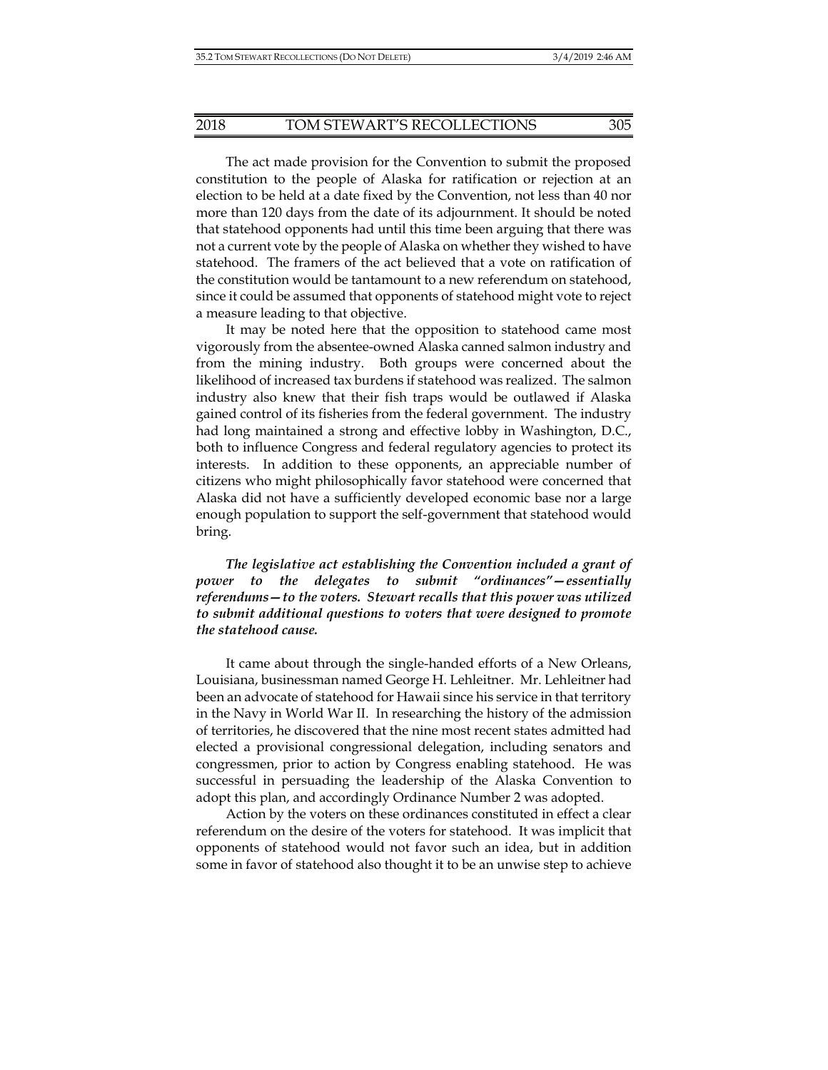The act made provision for the Convention to submit the proposed constitution to the people of Alaska for ratification or rejection at an election to be held at a date fixed by the Convention, not less than 40 nor more than 120 days from the date of its adjournment. It should be noted that statehood opponents had until this time been arguing that there was not a current vote by the people of Alaska on whether they wished to have statehood. The framers of the act believed that a vote on ratification of the constitution would be tantamount to a new referendum on statehood, since it could be assumed that opponents of statehood might vote to reject a measure leading to that objective.

It may be noted here that the opposition to statehood came most vigorously from the absentee-owned Alaska canned salmon industry and from the mining industry. Both groups were concerned about the likelihood of increased tax burdens if statehood was realized. The salmon industry also knew that their fish traps would be outlawed if Alaska gained control of its fisheries from the federal government. The industry had long maintained a strong and effective lobby in Washington, D.C., both to influence Congress and federal regulatory agencies to protect its interests. In addition to these opponents, an appreciable number of citizens who might philosophically favor statehood were concerned that Alaska did not have a sufficiently developed economic base nor a large enough population to support the self-government that statehood would bring.

***The legislative act establishing the Convention included a grant of power to the delegates to submit "ordinances"—essentially referendums—to the voters. Stewart recalls that this power was utilized to submit additional questions to voters that were designed to promote the statehood cause.***

It came about through the single-handed efforts of a New Orleans, Louisiana, businessman named George H. Lehleitner. Mr. Lehleitner had been an advocate of statehood for Hawaii since his service in that territory in the Navy in World War II. In researching the history of the admission of territories, he discovered that the nine most recent states admitted had elected a provisional congressional delegation, including senators and congressmen, prior to action by Congress enabling statehood. He was successful in persuading the leadership of the Alaska Convention to adopt this plan, and accordingly Ordinance Number 2 was adopted.

Action by the voters on these ordinances constituted in effect a clear referendum on the desire of the voters for statehood. It was implicit that opponents of statehood would not favor such an idea, but in addition some in favor of statehood also thought it to be an unwise step to achieve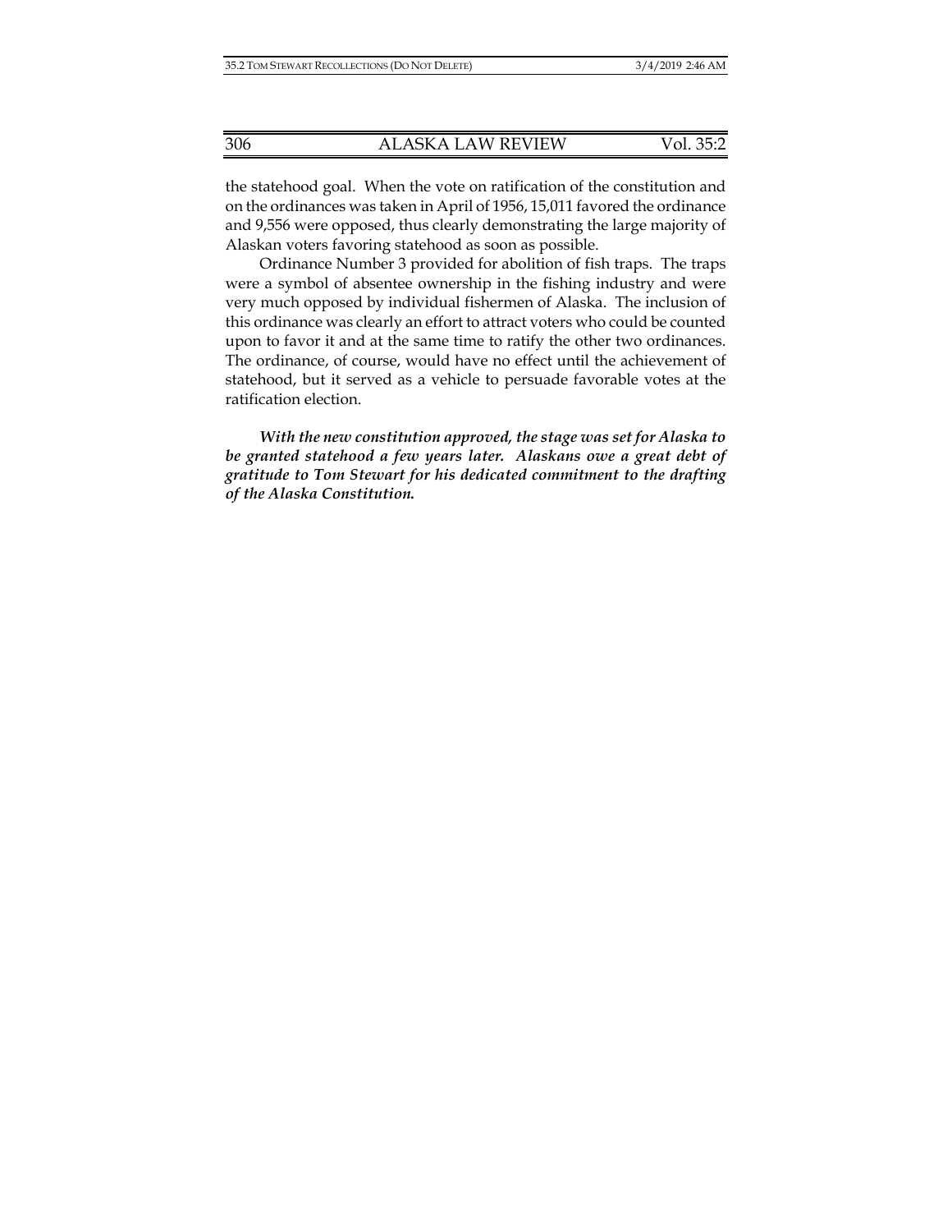the statehood goal. When the vote on ratification of the constitution and on the ordinances was taken in April of 1956, 15,011 favored the ordinance and 9,556 were opposed, thus clearly demonstrating the large majority of Alaskan voters favoring statehood as soon as possible.

Ordinance Number 3 provided for abolition of fish traps. The traps were a symbol of absentee ownership in the fishing industry and were very much opposed by individual fishermen of Alaska. The inclusion of this ordinance was clearly an effort to attract voters who could be counted upon to favor it and at the same time to ratify the other two ordinances. The ordinance, of course, would have no effect until the achievement of statehood, but it served as a vehicle to persuade favorable votes at the ratification election.

***With the new constitution approved, the stage was set for Alaska to be granted statehood a few years later. Alaskans owe a great debt of gratitude to Tom Stewart for his dedicated commitment to the drafting of the Alaska Constitution.***